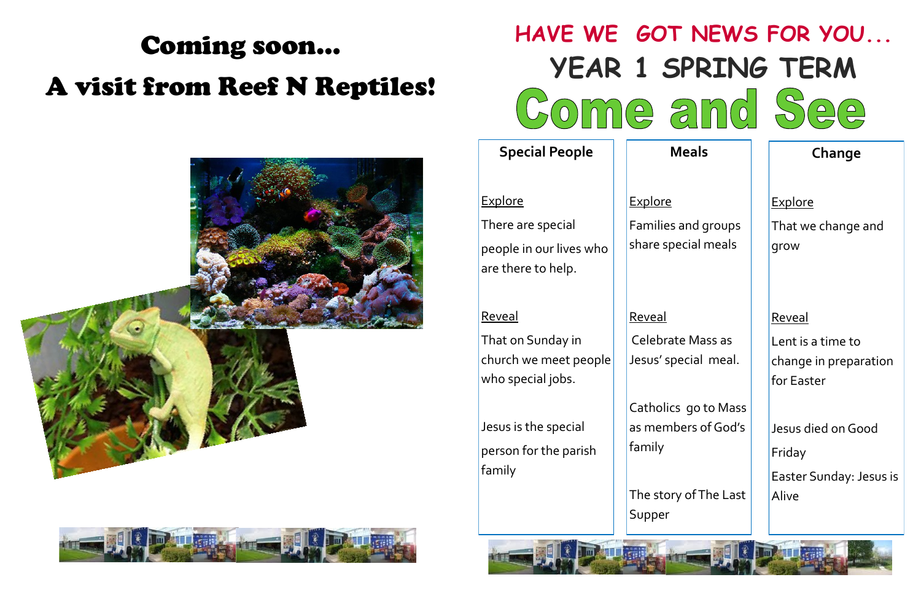# Coming soon…
# A visit from Reef N Reptiles!

## HAVE WE GOT NEWS FOR YOU…
## YEAR 1 SPRING TERM
# Come and See

| Special People | Meals | Change |
|---|---|---|
| Explore | Explore | Explore |
| There are special people in our lives who are there to help. | Families and groups share special meals | That we change and grow |
| Reveal | Reveal | Reveal |
| That on Sunday in church we meet people who special jobs. | Celebrate Mass as Jesus' special meal. | Lent is a time to change in preparation for Easter |
| Jesus is the special person for the parish family | Catholics go to Mass as members of God's family | Jesus died on Good Friday |
| | The story of The Last Supper | Easter Sunday: Jesus is Alive |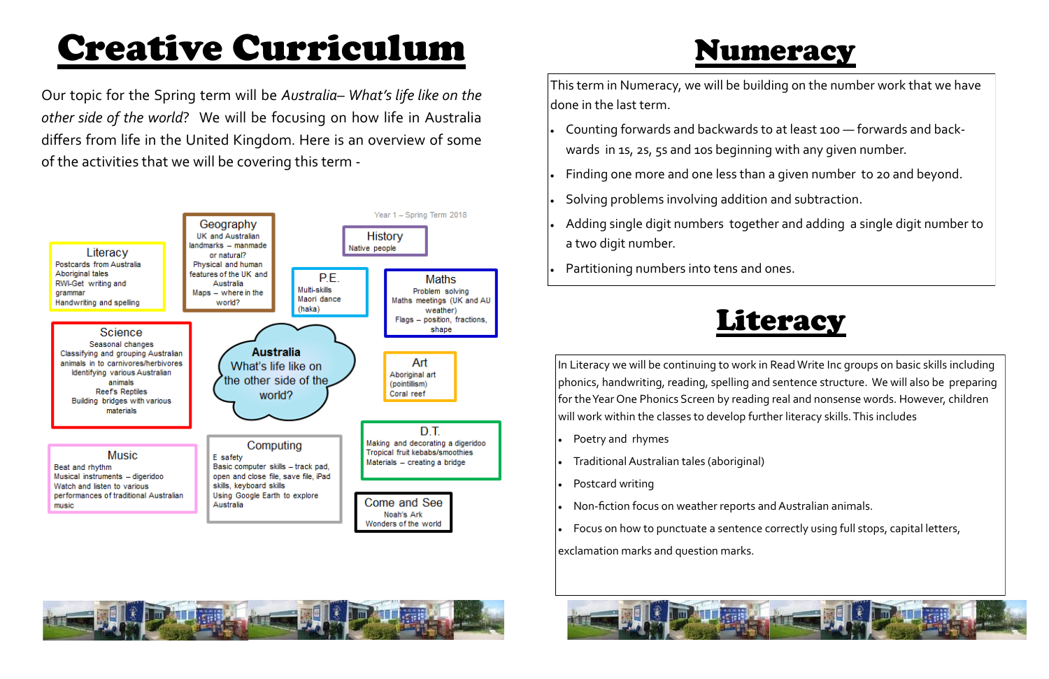# Creative Curriculum

Our topic for the Spring term will be *Australia– What's life like on the other side of the world*? We will be focusing on how life in Australia differs from life in the United Kingdom. Here is an overview of some of the activities that we will be covering this term -

Year 1 – Spring Term 2018

**Australia**
What's life like on the other side of the world?

**Literacy**
Postcards from Australia
Aboriginal tales
RWI-Get writing and grammar
Handwriting and spelling

**Geography**
UK and Australian landmarks – manmade or natural?
Physical and human features of the UK and Australia
Maps – where in the world?

**History**
Native people

**P.E.**
Multi-skills
Maori dance (haka)

**Maths**
Problem solving
Maths meetings (UK and AU weather)
Flags – position, fractions, shape

**Science**
Seasonal changes
Classifying and grouping Australian animals in to carnivores/herbivores
Identifying various Australian animals
Reefs Reptiles
Building bridges with various materials

**Art**
Aboriginal art (pointillism)
Coral reef

**D.T.**
Making and decorating a digeridoo
Tropical fruit kebabs/smoothies
Materials – creating a bridge

**Music**
Beat and rhythm
Musical instruments – digeridoo
Watch and listen to various performances of traditional Australian music

**Computing**
E safety
Basic computer skills – track pad, open and close file, save file, iPad skills, keyboard skills
Using Google Earth to explore Australia

**Come and See**
Noah's Ark
Wonders of the world

# Numeracy

This term in Numeracy, we will be building on the number work that we have done in the last term.

- Counting forwards and backwards to at least 100 — forwards and back-wards in 1s, 2s, 5s and 10s beginning with any given number.
- Finding one more and one less than a given number to 20 and beyond.
- Solving problems involving addition and subtraction.
- Adding single digit numbers together and adding a single digit number to a two digit number.
- Partitioning numbers into tens and ones.

# Literacy

In Literacy we will be continuing to work in Read Write Inc groups on basic skills including phonics, handwriting, reading, spelling and sentence structure. We will also be preparing for the Year One Phonics Screen by reading real and nonsense words. However, children will work within the classes to develop further literacy skills. This includes

- Poetry and rhymes
- Traditional Australian tales (aboriginal)
- Postcard writing
- Non-fiction focus on weather reports and Australian animals.
- Focus on how to punctuate a sentence correctly using full stops, capital letters,

exclamation marks and question marks.